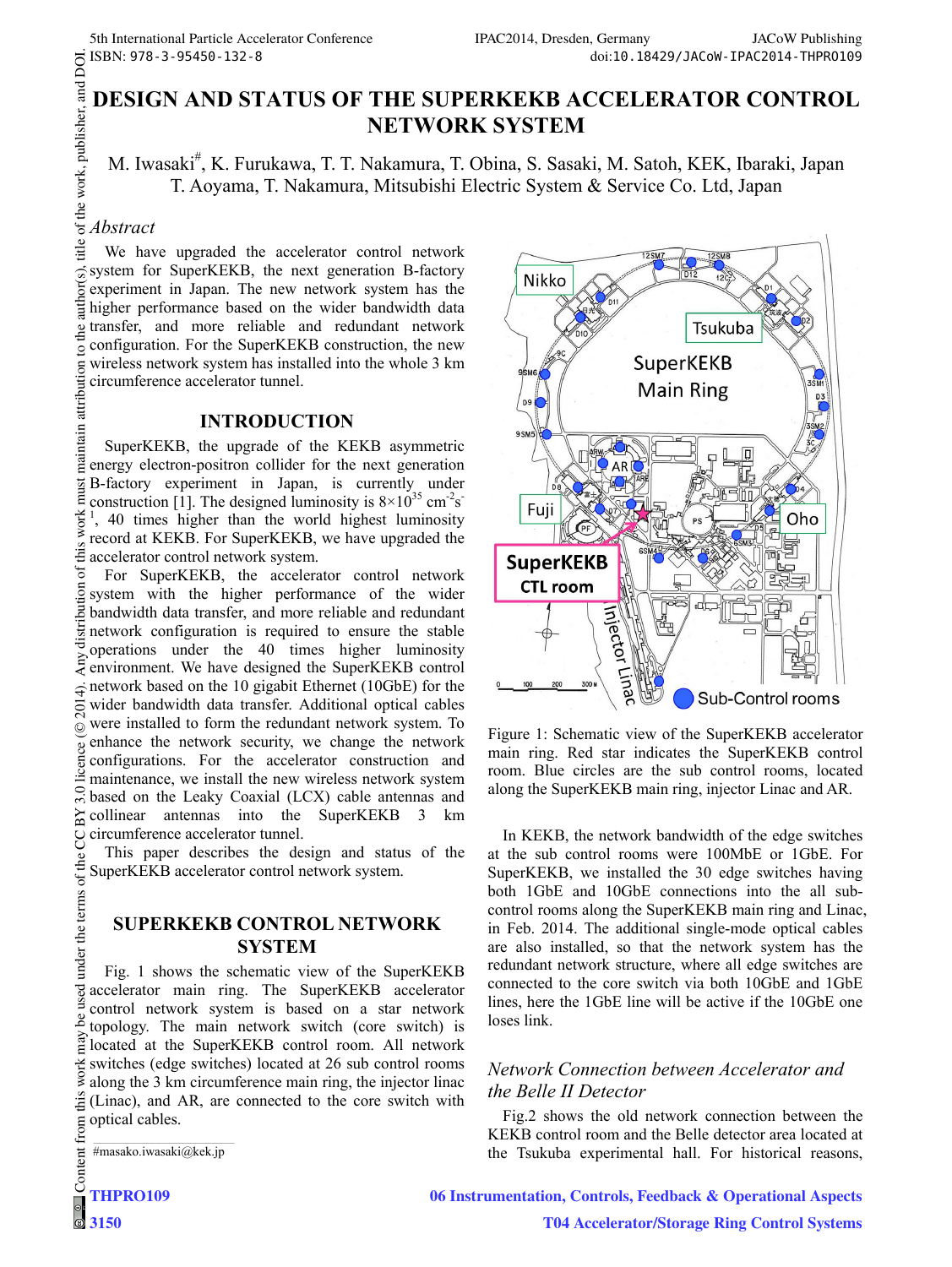# DESIGN AND STATUS OF THE SUPERKEKB ACCELERATOR CONTROL NETWORK SYSTEM

M. Iwasaki[#], K. Furukawa, T. T. Nakamura, T. Obina, S. Sasaki, M. Satoh, KEK, Ibaraki, Japan
T. Aoyama, T. Nakamura, Mitsubishi Electric System & Service Co. Ltd, Japan

## *Abstract*

We have upgraded the accelerator control network system for SuperKEKB, the next generation B-factory experiment in Japan. The new network system has the higher performance based on the wider bandwidth data transfer, and more reliable and redundant network configuration. For the SuperKEKB construction, the new wireless network system has installed into the whole 3 km circumference accelerator tunnel.

## INTRODUCTION

SuperKEKB, the upgrade of the KEKB asymmetric energy electron-positron collider for the next generation B-factory experiment in Japan, is currently under construction [1]. The designed luminosity is $8\times10^{35}$ cm$^{-2}$s$^{-1}$, 40 times higher than the world highest luminosity record at KEKB. For SuperKEKB, we have upgraded the accelerator control network system.

For SuperKEKB, the accelerator control network system with the higher performance of the wider bandwidth data transfer, and more reliable and redundant network configuration is required to ensure the stable operations under the 40 times higher luminosity environment. We have designed the SuperKEKB control network based on the 10 gigabit Ethernet (10GbE) for the wider bandwidth data transfer. Additional optical cables were installed to form the redundant network system. To enhance the network security, we change the network configurations. For the accelerator construction and maintenance, we install the new wireless network system based on the Leaky Coaxial (LCX) cable antennas and collinear antennas into the SuperKEKB 3 km circumference accelerator tunnel.

This paper describes the design and status of the SuperKEKB accelerator control network system.

## SUPERKEKB CONTROL NETWORK SYSTEM

Fig. 1 shows the schematic view of the SuperKEKB accelerator main ring. The SuperKEKB accelerator control network system is based on a star network topology. The main network switch (core switch) is located at the SuperKEKB control room. All network switches (edge switches) located at 26 sub control rooms along the 3 km circumference main ring, the injector linac (Linac), and AR, are connected to the core switch with optical cables.

Figure 1: Schematic view of the SuperKEKB accelerator main ring. Red star indicates the SuperKEKB control room. Blue circles are the sub control rooms, located along the SuperKEKB main ring, injector Linac and AR.

In KEKB, the network bandwidth of the edge switches at the sub control rooms were 100MbE or 1GbE. For SuperKEKB, we installed the 30 edge switches having both 1GbE and 10GbE connections into the all sub-control rooms along the SuperKEKB main ring and Linac, in Feb. 2014. The additional single-mode optical cables are also installed, so that the network system has the redundant network structure, where all edge switches are connected to the core switch via both 10GbE and 1GbE lines, here the 1GbE line will be active if the 10GbE one loses link.

### *Network Connection between Accelerator and the Belle II Detector*

Fig.2 shows the old network connection between the KEKB control room and the Belle detector area located at the Tsukuba experimental hall. For historical reasons,

#masako.iwasaki@kek.jp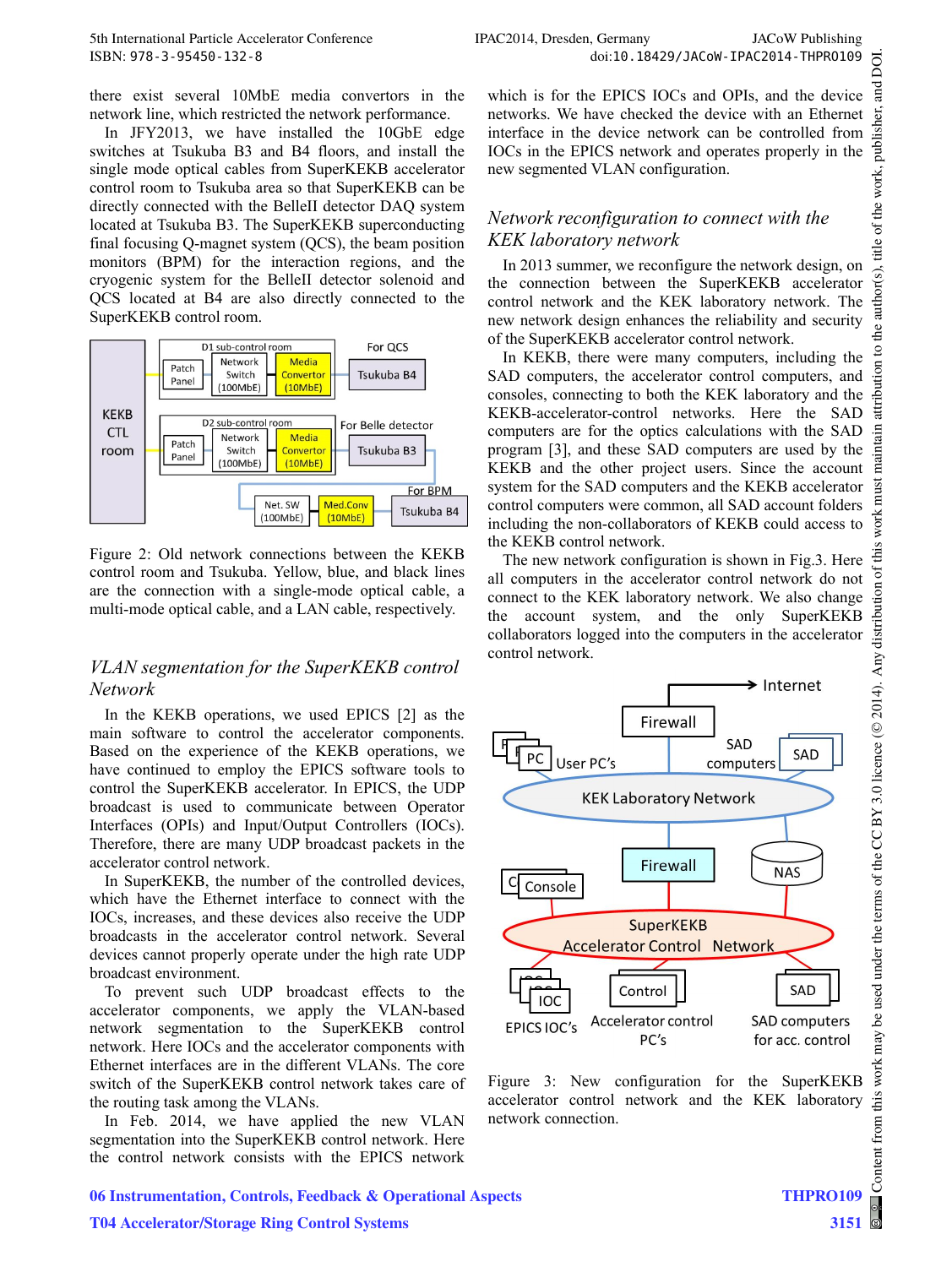there exist several 10MbE media convertors in the network line, which restricted the network performance.

In JFY2013, we have installed the 10GbE edge switches at Tsukuba B3 and B4 floors, and install the single mode optical cables from SuperKEKB accelerator control room to Tsukuba area so that SuperKEKB can be directly connected with the BelleII detector DAQ system located at Tsukuba B3. The SuperKEKB superconducting final focusing Q-magnet system (QCS), the beam position monitors (BPM) for the interaction regions, and the cryogenic system for the BelleII detector solenoid and QCS located at B4 are also directly connected to the SuperKEKB control room.

Figure 2: Old network connections between the KEKB control room and Tsukuba. Yellow, blue, and black lines are the connection with a single-mode optical cable, a multi-mode optical cable, and a LAN cable, respectively.

### *VLAN segmentation for the SuperKEKB control Network*

In the KEKB operations, we used EPICS [2] as the main software to control the accelerator components. Based on the experience of the KEKB operations, we have continued to employ the EPICS software tools to control the SuperKEKB accelerator. In EPICS, the UDP broadcast is used to communicate between Operator Interfaces (OPIs) and Input/Output Controllers (IOCs). Therefore, there are many UDP broadcast packets in the accelerator control network.

In SuperKEKB, the number of the controlled devices, which have the Ethernet interface to connect with the IOCs, increases, and these devices also receive the UDP broadcasts in the accelerator control network. Several devices cannot properly operate under the high rate UDP broadcast environment.

To prevent such UDP broadcast effects to the accelerator components, we apply the VLAN-based network segmentation to the SuperKEKB control network. Here IOCs and the accelerator components with Ethernet interfaces are in the different VLANs. The core switch of the SuperKEKB control network takes care of the routing task among the VLANs.

In Feb. 2014, we have applied the new VLAN segmentation into the SuperKEKB control network. Here the control network consists with the EPICS network which is for the EPICS IOCs and OPIs, and the device networks. We have checked the device with an Ethernet interface in the device network can be controlled from IOCs in the EPICS network and operates properly in the new segmented VLAN configuration.

### *Network reconfiguration to connect with the KEK laboratory network*

In 2013 summer, we reconfigure the network design, on the connection between the SuperKEKB accelerator control network and the KEK laboratory network. The new network design enhances the reliability and security of the SuperKEKB accelerator control network.

In KEKB, there were many computers, including the SAD computers, the accelerator control computers, and consoles, connecting to both the KEK laboratory and the KEKB-accelerator-control networks. Here the SAD computers are for the optics calculations with the SAD program [3], and these SAD computers are used by the KEKB and the other project users. Since the account system for the SAD computers and the KEKB accelerator control computers were common, all SAD account folders including the non-collaborators of KEKB could access to the KEKB control network.

The new network configuration is shown in Fig.3. Here all computers in the accelerator control network do not connect to the KEK laboratory network. We also change the account system, and the only SuperKEKB collaborators logged into the computers in the accelerator control network.

Figure 3: New configuration for the SuperKEKB accelerator control network and the KEK laboratory network connection.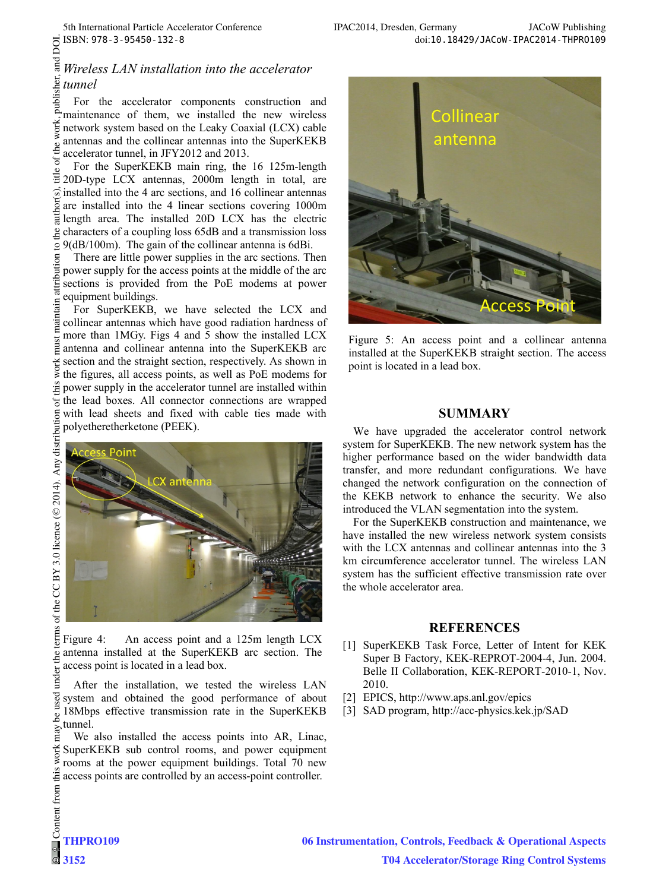*Wireless LAN installation into the accelerator tunnel*

For the accelerator components construction and maintenance of them, we installed the new wireless network system based on the Leaky Coaxial (LCX) cable antennas and the collinear antennas into the SuperKEKB accelerator tunnel, in JFY2012 and 2013.

For the SuperKEKB main ring, the 16 125m-length 20D-type LCX antennas, 2000m length in total, are installed into the 4 arc sections, and 16 collinear antennas are installed into the 4 linear sections covering 1000m length area. The installed 20D LCX has the electric characters of a coupling loss 65dB and a transmission loss 9(dB/100m). The gain of the collinear antenna is 6dBi.

There are little power supplies in the arc sections. Then power supply for the access points at the middle of the arc sections is provided from the PoE modems at power equipment buildings.

For SuperKEKB, we have selected the LCX and collinear antennas which have good radiation hardness of more than 1MGy. Figs 4 and 5 show the installed LCX antenna and collinear antenna into the SuperKEKB arc section and the straight section, respectively. As shown in the figures, all access points, as well as PoE modems for power supply in the accelerator tunnel are installed within the lead boxes. All connector connections are wrapped with lead sheets and fixed with cable ties made with polyetheretherketone (PEEK).

Access Point
LCX antenna

Figure 4: An access point and a 125m length LCX antenna installed at the SuperKEKB arc section. The access point is located in a lead box.

After the installation, we tested the wireless LAN system and obtained the good performance of about 18Mbps effective transmission rate in the SuperKEKB tunnel.

We also installed the access points into AR, Linac, SuperKEKB sub control rooms, and power equipment rooms at the power equipment buildings. Total 70 new access points are controlled by an access-point controller.

Collinear antenna
Access Point

Figure 5: An access point and a collinear antenna installed at the SuperKEKB straight section. The access point is located in a lead box.

## SUMMARY

We have upgraded the accelerator control network system for SuperKEKB. The new network system has the higher performance based on the wider bandwidth data transfer, and more redundant configurations. We have changed the network configuration on the connection of the KEKB network to enhance the security. We also introduced the VLAN segmentation into the system.

For the SuperKEKB construction and maintenance, we have installed the new wireless network system consists with the LCX antennas and collinear antennas into the 3 km circumference accelerator tunnel. The wireless LAN system has the sufficient effective transmission rate over the whole accelerator area.

## REFERENCES

[1] SuperKEKB Task Force, Letter of Intent for KEK Super B Factory, KEK-REPROT-2004-4, Jun. 2004. Belle II Collaboration, KEK-REPORT-2010-1, Nov. 2010.

[2] EPICS, http://www.aps.anl.gov/epics

[3] SAD program, http://acc-physics.kek.jp/SAD